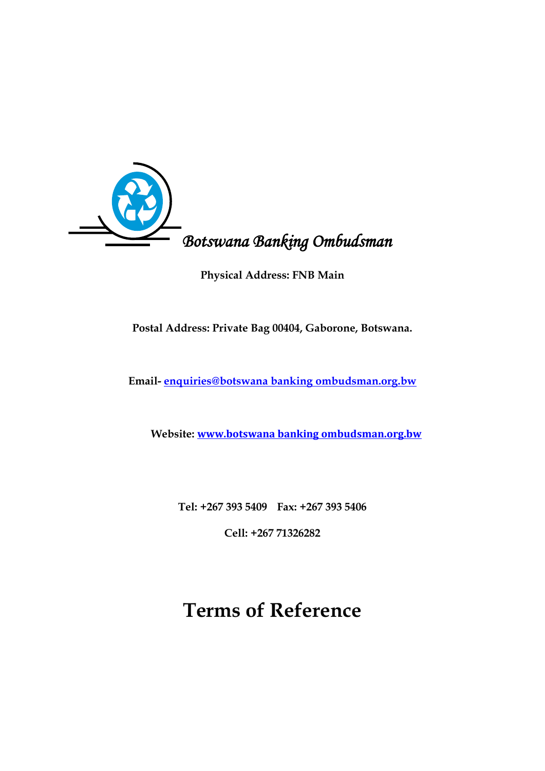*Botswana Banking Ombudsman*

**Physical Address: FNB Main**

**Postal Address: Private Bag 00404, Gaborone, Botswana.**

**Email- enquiries@botswana banking ombudsman.org.bw**

**Website: www.botswana banking ombudsman.org.bw**

**Tel: +267 393 5409 Fax: +267 393 5406**

**Cell: +267 71326282**

# Terms of Reference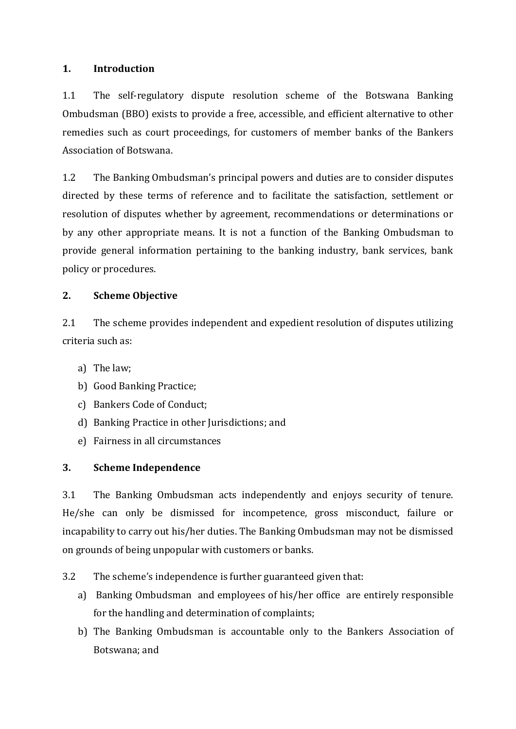## 1. Introduction

1.1 The self-regulatory dispute resolution scheme of the Botswana Banking Ombudsman (BBO) exists to provide a free, accessible, and efficient alternative to other remedies such as court proceedings, for customers of member banks of the Bankers Association of Botswana.

1.2 The Banking Ombudsman's principal powers and duties are to consider disputes directed by these terms of reference and to facilitate the satisfaction, settlement or resolution of disputes whether by agreement, recommendations or determinations or by any other appropriate means. It is not a function of the Banking Ombudsman to provide general information pertaining to the banking industry, bank services, bank policy or procedures.

## 2. Scheme Objective

2.1 The scheme provides independent and expedient resolution of disputes utilizing criteria such as:

a) The law;
b) Good Banking Practice;
c) Bankers Code of Conduct;
d) Banking Practice in other Jurisdictions; and
e) Fairness in all circumstances

## 3. Scheme Independence

3.1 The Banking Ombudsman acts independently and enjoys security of tenure. He/she can only be dismissed for incompetence, gross misconduct, failure or incapability to carry out his/her duties. The Banking Ombudsman may not be dismissed on grounds of being unpopular with customers or banks.

3.2 The scheme's independence is further guaranteed given that:

a) Banking Ombudsman and employees of his/her office are entirely responsible for the handling and determination of complaints;
b) The Banking Ombudsman is accountable only to the Bankers Association of Botswana; and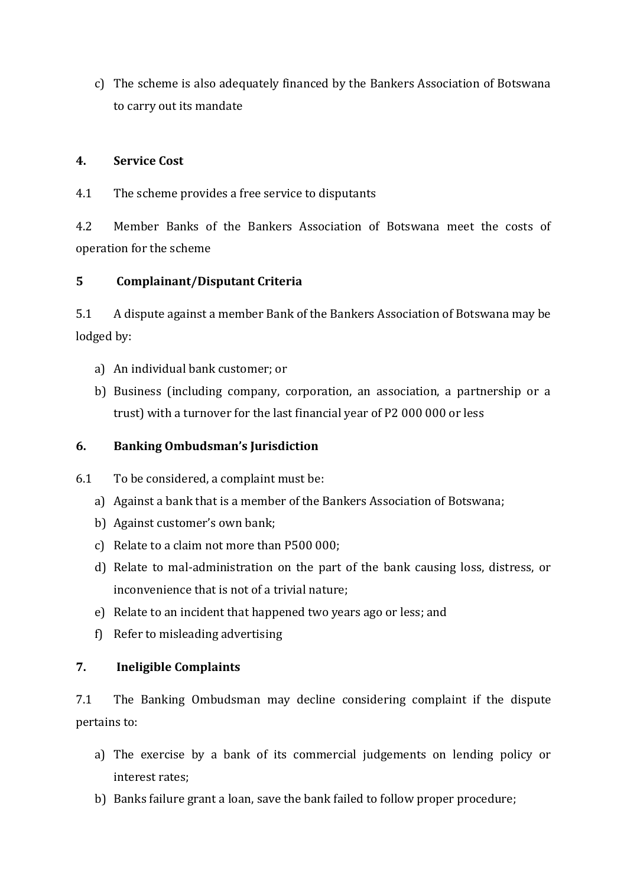c) The scheme is also adequately financed by the Bankers Association of Botswana to carry out its mandate

## 4. Service Cost

4.1 The scheme provides a free service to disputants

4.2 Member Banks of the Bankers Association of Botswana meet the costs of operation for the scheme

## 5 Complainant/Disputant Criteria

5.1 A dispute against a member Bank of the Bankers Association of Botswana may be lodged by:

a) An individual bank customer; or
b) Business (including company, corporation, an association, a partnership or a trust) with a turnover for the last financial year of P2 000 000 or less

## 6. Banking Ombudsman's Jurisdiction

6.1 To be considered, a complaint must be:

a) Against a bank that is a member of the Bankers Association of Botswana;
b) Against customer's own bank;
c) Relate to a claim not more than P500 000;
d) Relate to mal-administration on the part of the bank causing loss, distress, or inconvenience that is not of a trivial nature;
e) Relate to an incident that happened two years ago or less; and
f) Refer to misleading advertising

## 7. Ineligible Complaints

7.1 The Banking Ombudsman may decline considering complaint if the dispute pertains to:

a) The exercise by a bank of its commercial judgements on lending policy or interest rates;
b) Banks failure grant a loan, save the bank failed to follow proper procedure;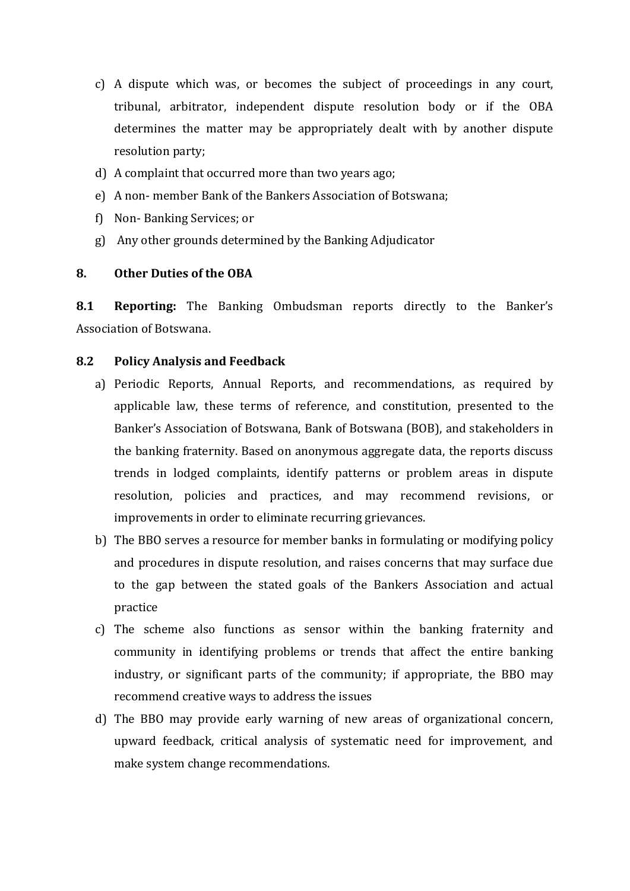c) A dispute which was, or becomes the subject of proceedings in any court, tribunal, arbitrator, independent dispute resolution body or if the OBA determines the matter may be appropriately dealt with by another dispute resolution party;
d) A complaint that occurred more than two years ago;
e) A non- member Bank of the Bankers Association of Botswana;
f) Non- Banking Services; or
g) Any other grounds determined by the Banking Adjudicator

## 8. Other Duties of the OBA

**8.1 Reporting:** The Banking Ombudsman reports directly to the Banker's Association of Botswana.

**8.2 Policy Analysis and Feedback**

a) Periodic Reports, Annual Reports, and recommendations, as required by applicable law, these terms of reference, and constitution, presented to the Banker's Association of Botswana, Bank of Botswana (BOB), and stakeholders in the banking fraternity. Based on anonymous aggregate data, the reports discuss trends in lodged complaints, identify patterns or problem areas in dispute resolution, policies and practices, and may recommend revisions, or improvements in order to eliminate recurring grievances.
b) The BBO serves a resource for member banks in formulating or modifying policy and procedures in dispute resolution, and raises concerns that may surface due to the gap between the stated goals of the Bankers Association and actual practice
c) The scheme also functions as sensor within the banking fraternity and community in identifying problems or trends that affect the entire banking industry, or significant parts of the community; if appropriate, the BBO may recommend creative ways to address the issues
d) The BBO may provide early warning of new areas of organizational concern, upward feedback, critical analysis of systematic need for improvement, and make system change recommendations.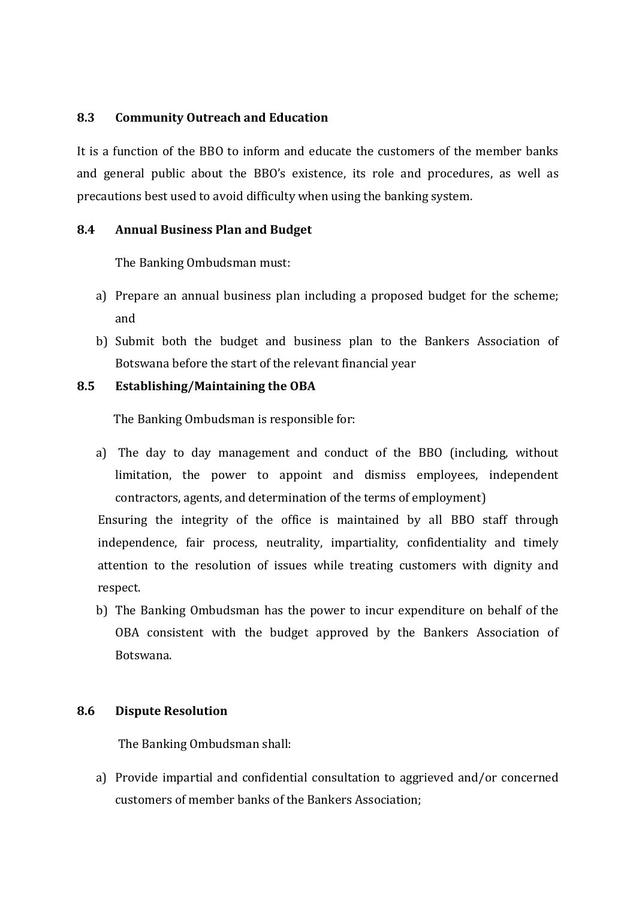### 8.3 Community Outreach and Education

It is a function of the BBO to inform and educate the customers of the member banks and general public about the BBO's existence, its role and procedures, as well as precautions best used to avoid difficulty when using the banking system.

### 8.4 Annual Business Plan and Budget

The Banking Ombudsman must:

a) Prepare an annual business plan including a proposed budget for the scheme; and
b) Submit both the budget and business plan to the Bankers Association of Botswana before the start of the relevant financial year

### 8.5 Establishing/Maintaining the OBA

The Banking Ombudsman is responsible for:

a) The day to day management and conduct of the BBO (including, without limitation, the power to appoint and dismiss employees, independent contractors, agents, and determination of the terms of employment)

Ensuring the integrity of the office is maintained by all BBO staff through independence, fair process, neutrality, impartiality, confidentiality and timely attention to the resolution of issues while treating customers with dignity and respect.

b) The Banking Ombudsman has the power to incur expenditure on behalf of the OBA consistent with the budget approved by the Bankers Association of Botswana.

### 8.6 Dispute Resolution

The Banking Ombudsman shall:

a) Provide impartial and confidential consultation to aggrieved and/or concerned customers of member banks of the Bankers Association;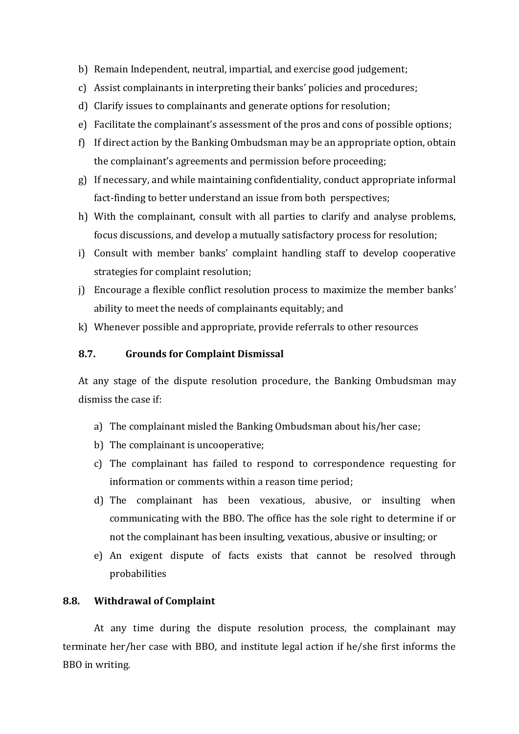b) Remain Independent, neutral, impartial, and exercise good judgement;
c) Assist complainants in interpreting their banks' policies and procedures;
d) Clarify issues to complainants and generate options for resolution;
e) Facilitate the complainant's assessment of the pros and cons of possible options;
f) If direct action by the Banking Ombudsman may be an appropriate option, obtain the complainant's agreements and permission before proceeding;
g) If necessary, and while maintaining confidentiality, conduct appropriate informal fact-finding to better understand an issue from both perspectives;
h) With the complainant, consult with all parties to clarify and analyse problems, focus discussions, and develop a mutually satisfactory process for resolution;
i) Consult with member banks' complaint handling staff to develop cooperative strategies for complaint resolution;
j) Encourage a flexible conflict resolution process to maximize the member banks' ability to meet the needs of complainants equitably; and
k) Whenever possible and appropriate, provide referrals to other resources

### 8.7. Grounds for Complaint Dismissal

At any stage of the dispute resolution procedure, the Banking Ombudsman may dismiss the case if:

a) The complainant misled the Banking Ombudsman about his/her case;
b) The complainant is uncooperative;
c) The complainant has failed to respond to correspondence requesting for information or comments within a reason time period;
d) The complainant has been vexatious, abusive, or insulting when communicating with the BBO. The office has the sole right to determine if or not the complainant has been insulting, vexatious, abusive or insulting; or
e) An exigent dispute of facts exists that cannot be resolved through probabilities

### 8.8. Withdrawal of Complaint

At any time during the dispute resolution process, the complainant may terminate her/her case with BBO, and institute legal action if he/she first informs the BBO in writing.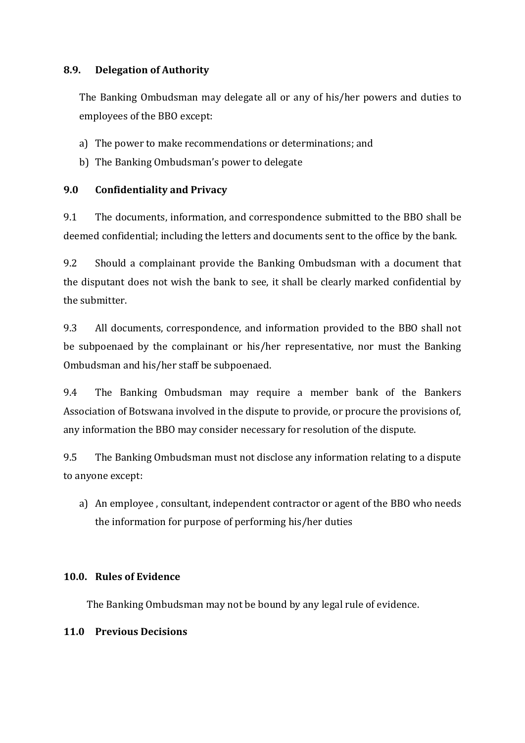### 8.9. Delegation of Authority

The Banking Ombudsman may delegate all or any of his/her powers and duties to employees of the BBO except:

a) The power to make recommendations or determinations; and
b) The Banking Ombudsman's power to delegate

### 9.0 Confidentiality and Privacy

9.1 The documents, information, and correspondence submitted to the BBO shall be deemed confidential; including the letters and documents sent to the office by the bank.

9.2 Should a complainant provide the Banking Ombudsman with a document that the disputant does not wish the bank to see, it shall be clearly marked confidential by the submitter.

9.3 All documents, correspondence, and information provided to the BBO shall not be subpoenaed by the complainant or his/her representative, nor must the Banking Ombudsman and his/her staff be subpoenaed.

9.4 The Banking Ombudsman may require a member bank of the Bankers Association of Botswana involved in the dispute to provide, or procure the provisions of, any information the BBO may consider necessary for resolution of the dispute.

9.5 The Banking Ombudsman must not disclose any information relating to a dispute to anyone except:

a) An employee , consultant, independent contractor or agent of the BBO who needs the information for purpose of performing his/her duties

### 10.0. Rules of Evidence

The Banking Ombudsman may not be bound by any legal rule of evidence.

### 11.0 Previous Decisions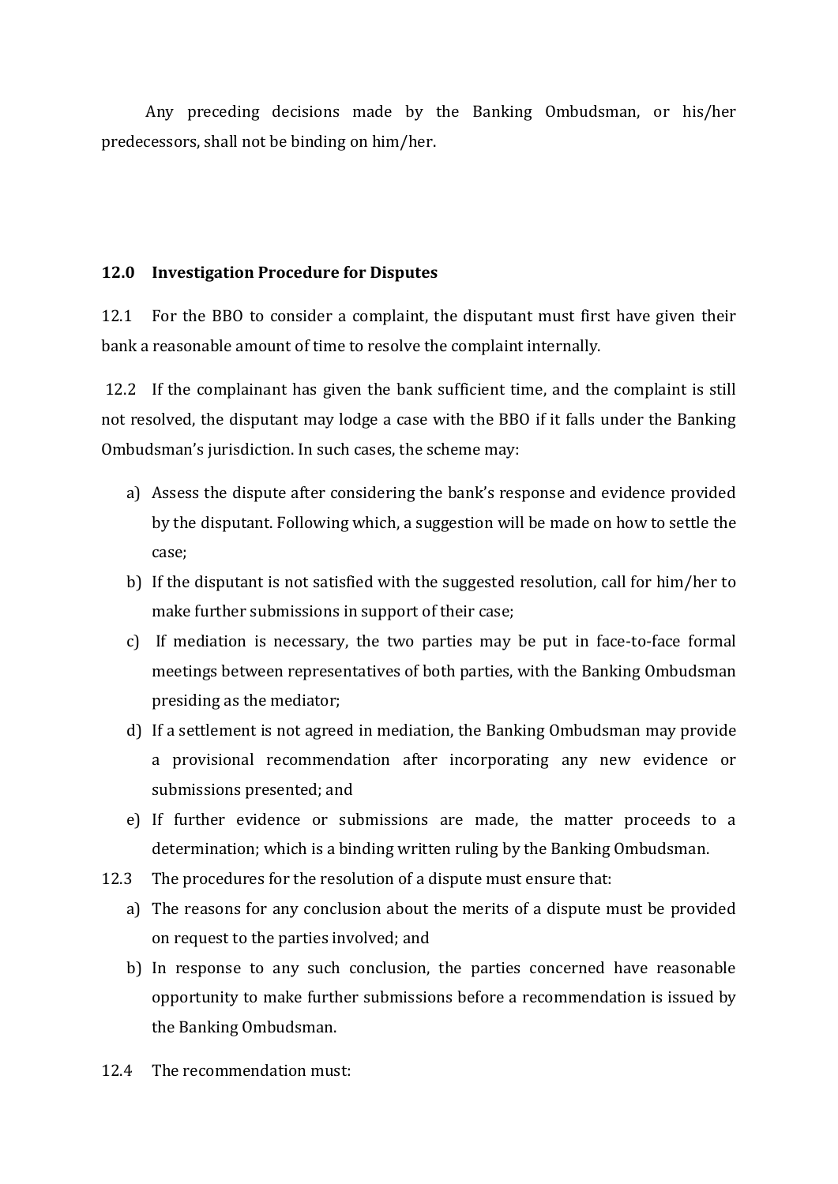Any preceding decisions made by the Banking Ombudsman, or his/her predecessors, shall not be binding on him/her.

## 12.0 Investigation Procedure for Disputes

12.1 For the BBO to consider a complaint, the disputant must first have given their bank a reasonable amount of time to resolve the complaint internally.

12.2 If the complainant has given the bank sufficient time, and the complaint is still not resolved, the disputant may lodge a case with the BBO if it falls under the Banking Ombudsman's jurisdiction. In such cases, the scheme may:

a) Assess the dispute after considering the bank's response and evidence provided by the disputant. Following which, a suggestion will be made on how to settle the case;

b) If the disputant is not satisfied with the suggested resolution, call for him/her to make further submissions in support of their case;

c) If mediation is necessary, the two parties may be put in face-to-face formal meetings between representatives of both parties, with the Banking Ombudsman presiding as the mediator;

d) If a settlement is not agreed in mediation, the Banking Ombudsman may provide a provisional recommendation after incorporating any new evidence or submissions presented; and

e) If further evidence or submissions are made, the matter proceeds to a determination; which is a binding written ruling by the Banking Ombudsman.

12.3 The procedures for the resolution of a dispute must ensure that:

a) The reasons for any conclusion about the merits of a dispute must be provided on request to the parties involved; and

b) In response to any such conclusion, the parties concerned have reasonable opportunity to make further submissions before a recommendation is issued by the Banking Ombudsman.

12.4 The recommendation must: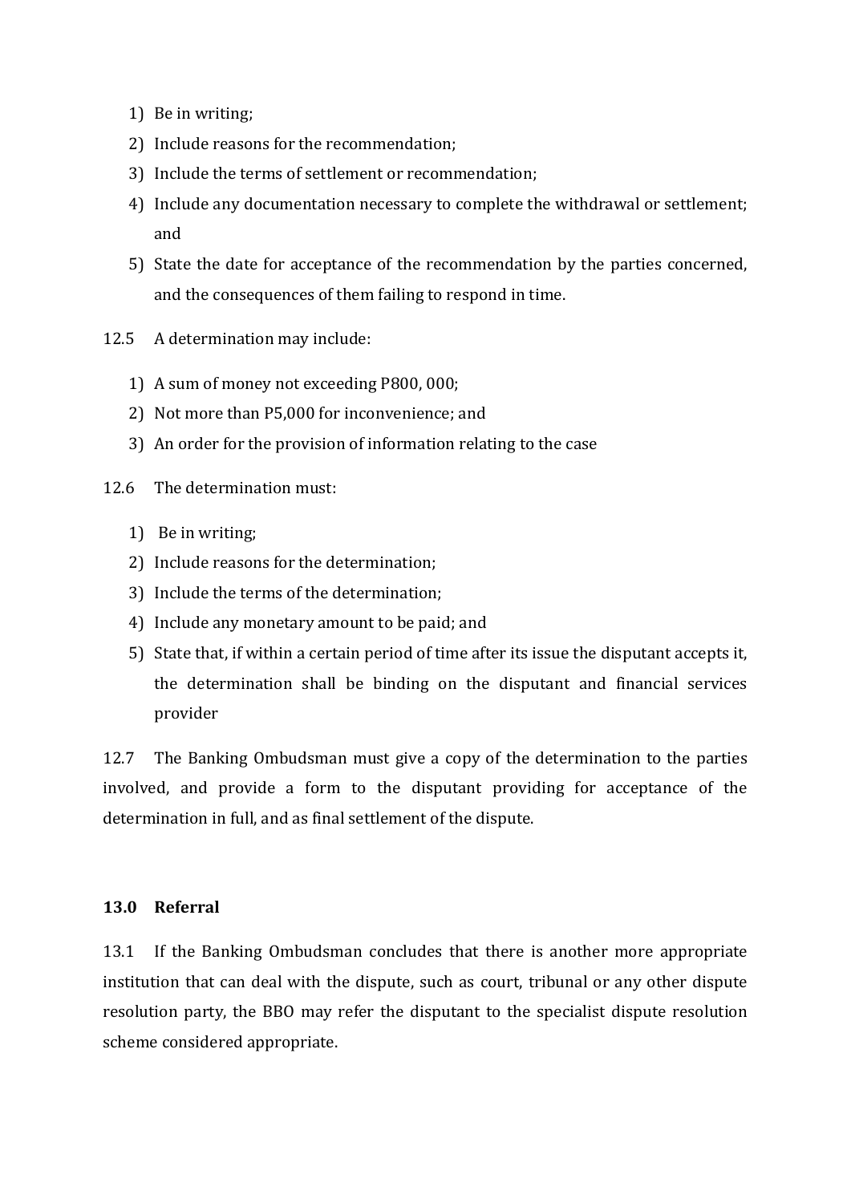1) Be in writing;
2) Include reasons for the recommendation;
3) Include the terms of settlement or recommendation;
4) Include any documentation necessary to complete the withdrawal or settlement; and
5) State the date for acceptance of the recommendation by the parties concerned, and the consequences of them failing to respond in time.

12.5 A determination may include:

1) A sum of money not exceeding P800, 000;
2) Not more than P5,000 for inconvenience; and
3) An order for the provision of information relating to the case

12.6 The determination must:

1) Be in writing;
2) Include reasons for the determination;
3) Include the terms of the determination;
4) Include any monetary amount to be paid; and
5) State that, if within a certain period of time after its issue the disputant accepts it, the determination shall be binding on the disputant and financial services provider

12.7 The Banking Ombudsman must give a copy of the determination to the parties involved, and provide a form to the disputant providing for acceptance of the determination in full, and as final settlement of the dispute.

**13.0 Referral**

13.1 If the Banking Ombudsman concludes that there is another more appropriate institution that can deal with the dispute, such as court, tribunal or any other dispute resolution party, the BBO may refer the disputant to the specialist dispute resolution scheme considered appropriate.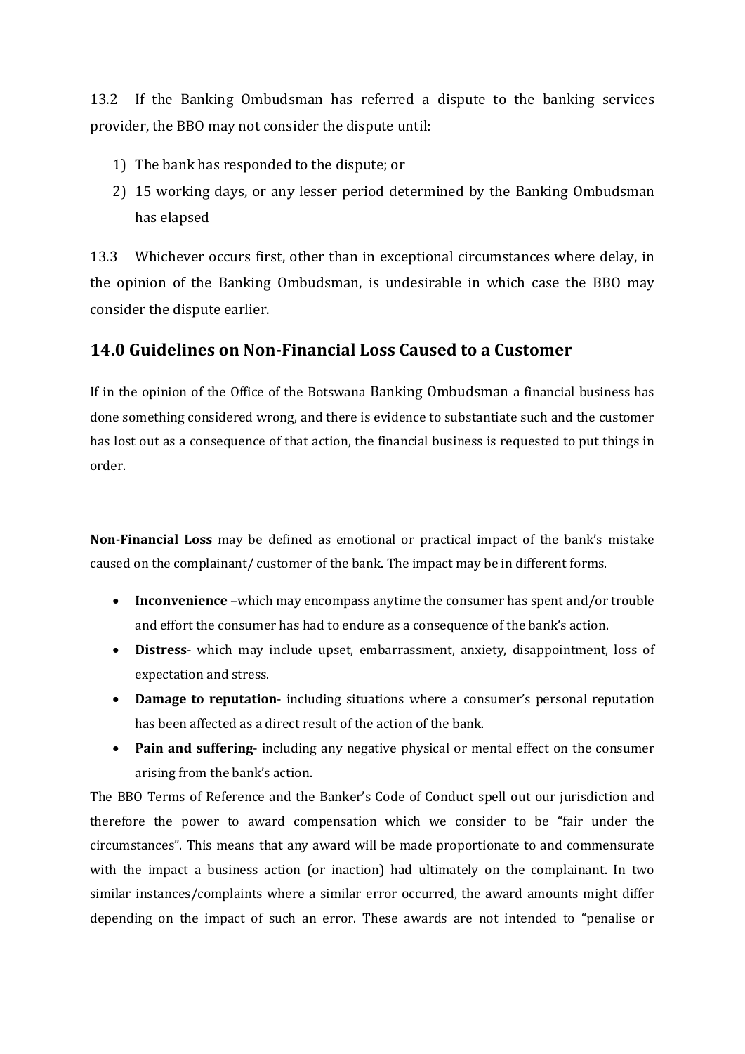13.2 If the Banking Ombudsman has referred a dispute to the banking services provider, the BBO may not consider the dispute until:

1) The bank has responded to the dispute; or
2) 15 working days, or any lesser period determined by the Banking Ombudsman has elapsed

13.3 Whichever occurs first, other than in exceptional circumstances where delay, in the opinion of the Banking Ombudsman, is undesirable in which case the BBO may consider the dispute earlier.

## 14.0 Guidelines on Non-Financial Loss Caused to a Customer

If in the opinion of the Office of the Botswana Banking Ombudsman a financial business has done something considered wrong, and there is evidence to substantiate such and the customer has lost out as a consequence of that action, the financial business is requested to put things in order.

**Non-Financial Loss** may be defined as emotional or practical impact of the bank's mistake caused on the complainant/ customer of the bank. The impact may be in different forms.

- **Inconvenience** –which may encompass anytime the consumer has spent and/or trouble and effort the consumer has had to endure as a consequence of the bank's action.
- **Distress**- which may include upset, embarrassment, anxiety, disappointment, loss of expectation and stress.
- **Damage to reputation**- including situations where a consumer's personal reputation has been affected as a direct result of the action of the bank.
- **Pain and suffering**- including any negative physical or mental effect on the consumer arising from the bank's action.

The BBO Terms of Reference and the Banker's Code of Conduct spell out our jurisdiction and therefore the power to award compensation which we consider to be "fair under the circumstances". This means that any award will be made proportionate to and commensurate with the impact a business action (or inaction) had ultimately on the complainant. In two similar instances/complaints where a similar error occurred, the award amounts might differ depending on the impact of such an error. These awards are not intended to "penalise or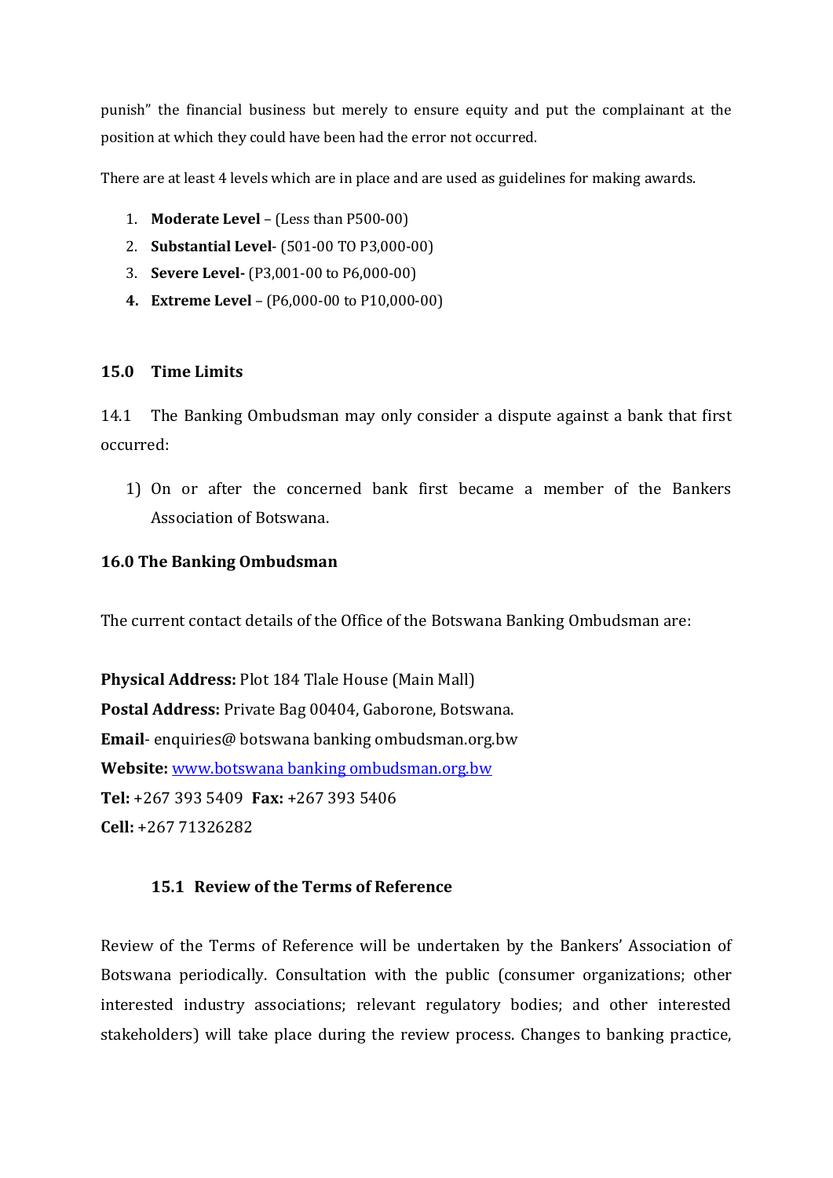punish" the financial business but merely to ensure equity and put the complainant at the position at which they could have been had the error not occurred.

There are at least 4 levels which are in place and are used as guidelines for making awards.

1. **Moderate Level** – (Less than P500-00)
2. **Substantial Level**- (501-00 TO P3,000-00)
3. **Severe Level-** (P3,001-00 to P6,000-00)
4. **Extreme Level** – (P6,000-00 to P10,000-00)

## 15.0 Time Limits

14.1 The Banking Ombudsman may only consider a dispute against a bank that first occurred:

1) On or after the concerned bank first became a member of the Bankers Association of Botswana.

## 16.0 The Banking Ombudsman

The current contact details of the Office of the Botswana Banking Ombudsman are:

**Physical Address:** Plot 184 Tlale House (Main Mall)
**Postal Address:** Private Bag 00404, Gaborone, Botswana.
**Email**- enquiries@ botswana banking ombudsman.org.bw
**Website:** www.botswana banking ombudsman.org.bw
**Tel:** +267 393 5409 **Fax:** +267 393 5406
**Cell:** +267 71326282

### 15.1 Review of the Terms of Reference

Review of the Terms of Reference will be undertaken by the Bankers' Association of Botswana periodically. Consultation with the public (consumer organizations; other interested industry associations; relevant regulatory bodies; and other interested stakeholders) will take place during the review process. Changes to banking practice,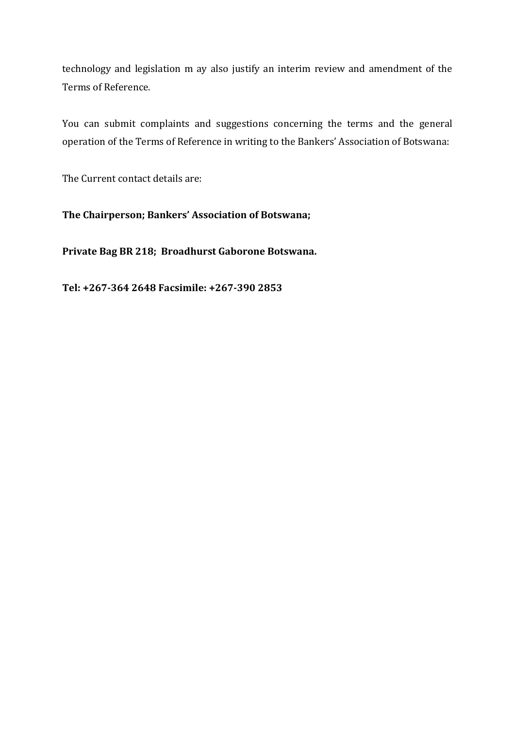technology and legislation m ay also justify an interim review and amendment of the Terms of Reference.

You can submit complaints and suggestions concerning the terms and the general operation of the Terms of Reference in writing to the Bankers' Association of Botswana:

The Current contact details are:

**The Chairperson; Bankers' Association of Botswana;**

**Private Bag BR 218; Broadhurst Gaborone Botswana.**

**Tel: +267-364 2648 Facsimile: +267-390 2853**